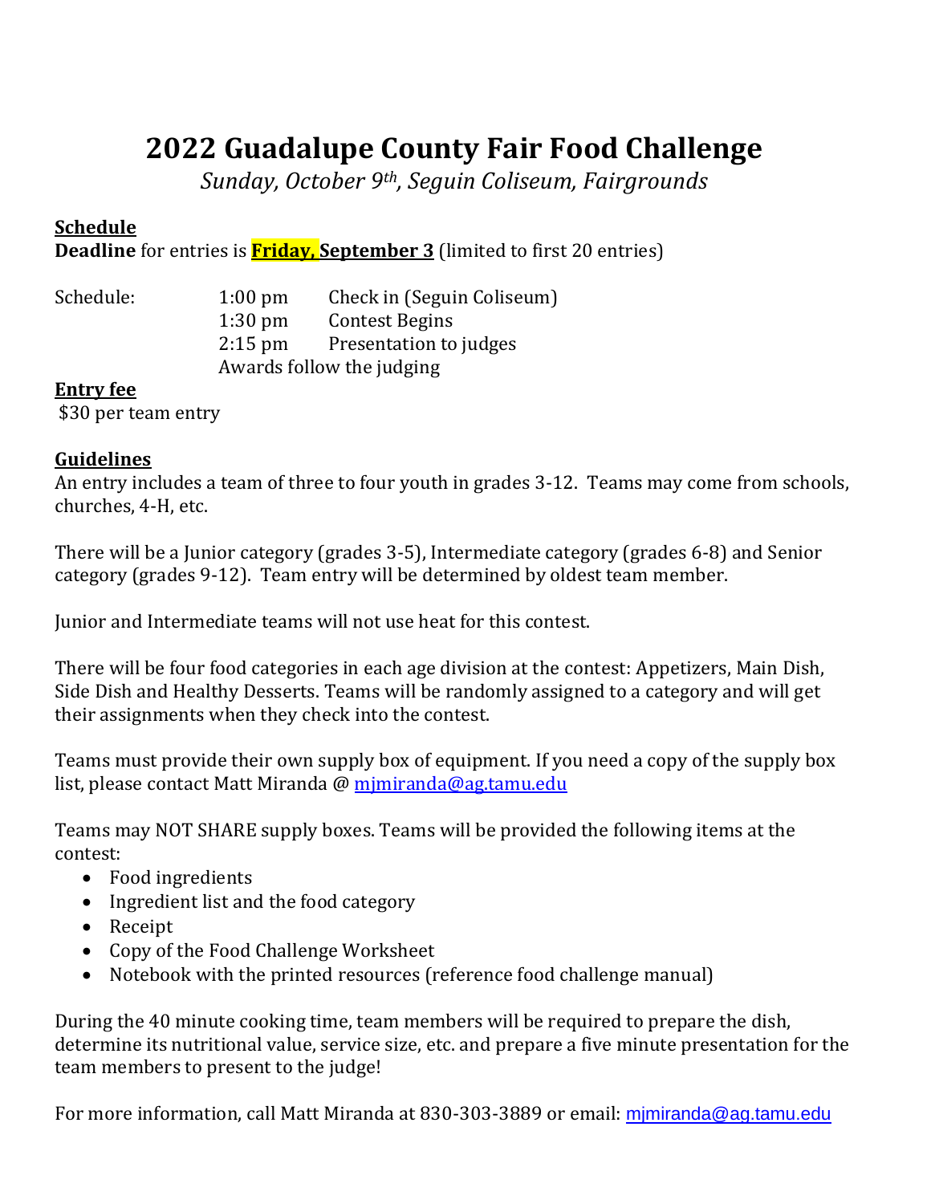# 2022 Guadalupe County Fair Food Challenge

*Sunday, October 9th, Seguin Coliseum, Fairgrounds*

**Schedule**

**Deadline** for entries is **Friday, September 3** (limited to first 20 entries)

| Schedule: | 1:00 pm | Check in (Seguin Coliseum) |
|---|---|---|
| | 1:30 pm | Contest Begins |
| | 2:15 pm | Presentation to judges |
| | Awards follow the judging | |

**Entry fee**

$30 per team entry

**Guidelines**

An entry includes a team of three to four youth in grades 3-12. Teams may come from schools, churches, 4-H, etc.

There will be a Junior category (grades 3-5), Intermediate category (grades 6-8) and Senior category (grades 9-12). Team entry will be determined by oldest team member.

Junior and Intermediate teams will not use heat for this contest.

There will be four food categories in each age division at the contest: Appetizers, Main Dish, Side Dish and Healthy Desserts. Teams will be randomly assigned to a category and will get their assignments when they check into the contest.

Teams must provide their own supply box of equipment. If you need a copy of the supply box list, please contact Matt Miranda @ mjmiranda@ag.tamu.edu

Teams may NOT SHARE supply boxes. Teams will be provided the following items at the contest:

- Food ingredients
- Ingredient list and the food category
- Receipt
- Copy of the Food Challenge Worksheet
- Notebook with the printed resources (reference food challenge manual)

During the 40 minute cooking time, team members will be required to prepare the dish, determine its nutritional value, service size, etc. and prepare a five minute presentation for the team members to present to the judge!

For more information, call Matt Miranda at 830-303-3889 or email: mjmiranda@ag.tamu.edu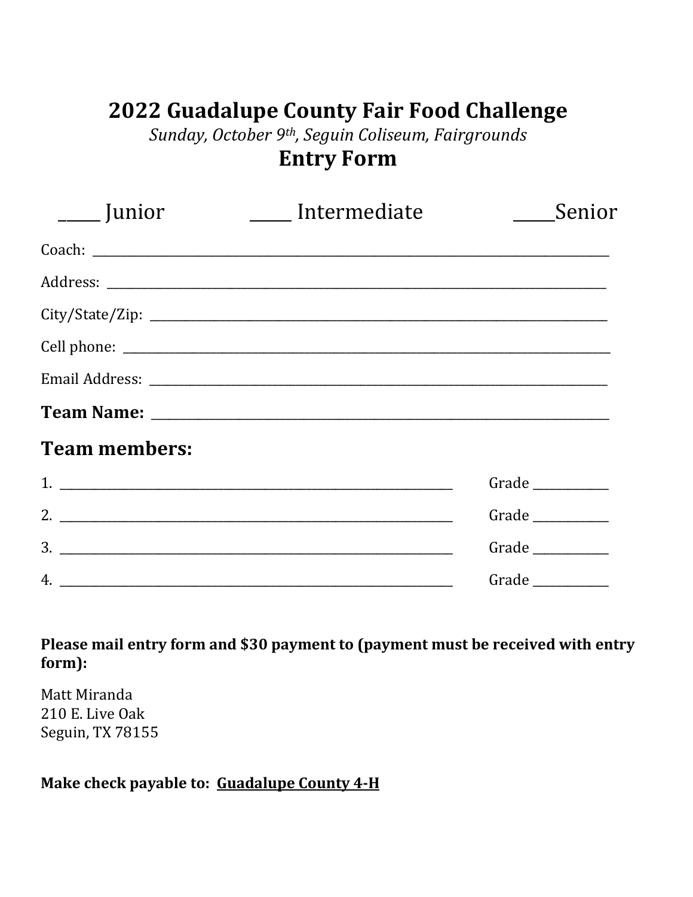# 2022 Guadalupe County Fair Food Challenge

*Sunday, October 9th, Seguin Coliseum, Fairgrounds*

## Entry Form

_____ Junior _____ Intermediate _____Senior

Coach: ________________________________________________________________________________

Address: ______________________________________________________________________________

City/State/Zip: _________________________________________________________________________

Cell phone: ____________________________________________________________________________

Email Address: _________________________________________________________________________

**Team Name:** _________________________________________________________________________

## Team members:

1. _________________________________________________________ Grade ___________
2. _________________________________________________________ Grade ___________
3. _________________________________________________________ Grade ___________
4. _________________________________________________________ Grade ___________

**Please mail entry form and $30 payment to (payment must be received with entry form):**

Matt Miranda
210 E. Live Oak
Seguin, TX 78155

**Make check payable to: Guadalupe County 4-H**